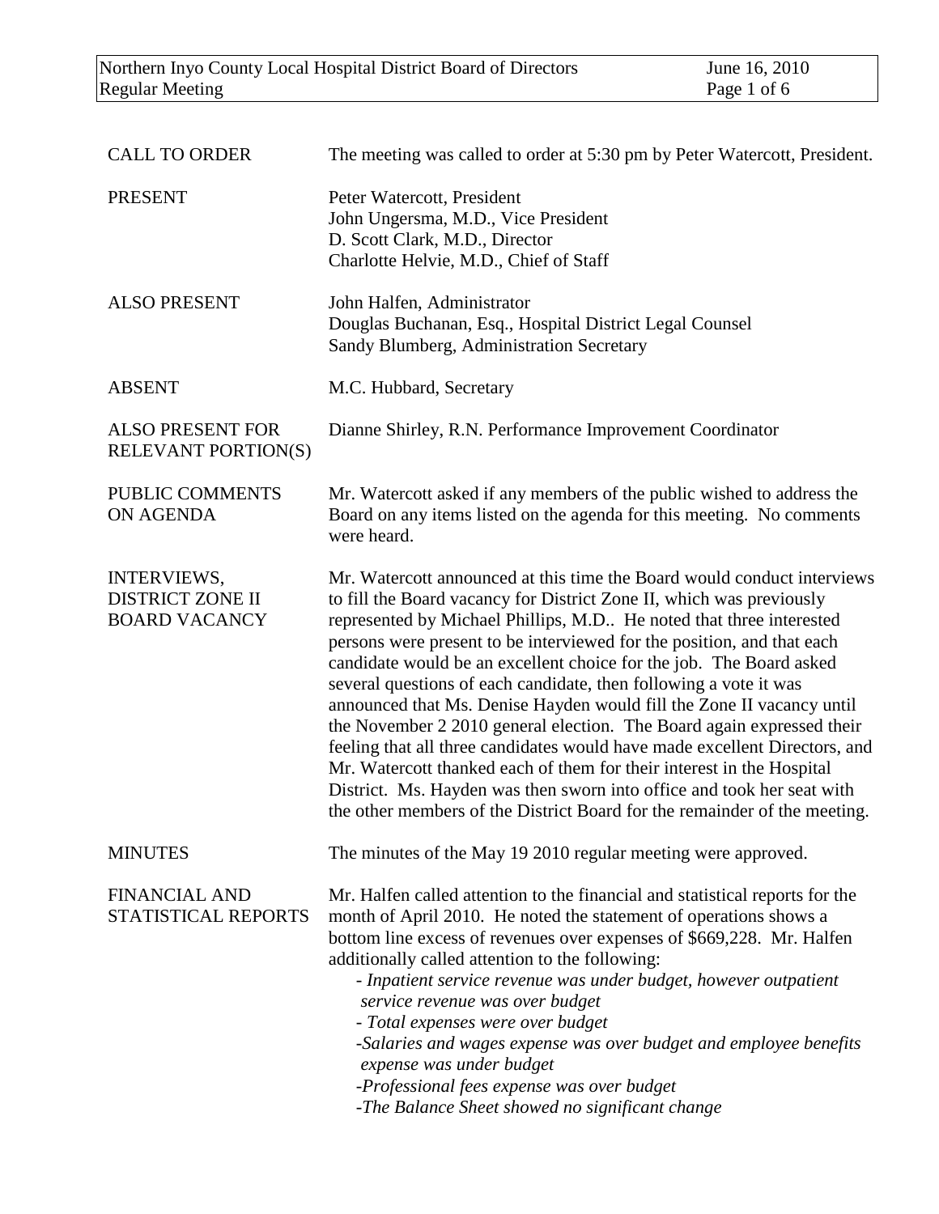| | |
|---|---|
| CALL TO ORDER | The meeting was called to order at 5:30 pm by Peter Watercott, President. |
| PRESENT | Peter Watercott, President<br>John Ungersma, M.D., Vice President<br>D. Scott Clark, M.D., Director<br>Charlotte Helvie, M.D., Chief of Staff |
| ALSO PRESENT | John Halfen, Administrator<br>Douglas Buchanan, Esq., Hospital District Legal Counsel<br>Sandy Blumberg, Administration Secretary |
| ABSENT | M.C. Hubbard, Secretary |
| ALSO PRESENT FOR RELEVANT PORTION(S) | Dianne Shirley, R.N. Performance Improvement Coordinator |
| PUBLIC COMMENTS ON AGENDA | Mr. Watercott asked if any members of the public wished to address the Board on any items listed on the agenda for this meeting. No comments were heard. |
| INTERVIEWS, DISTRICT ZONE II BOARD VACANCY | Mr. Watercott announced at this time the Board would conduct interviews to fill the Board vacancy for District Zone II, which was previously represented by Michael Phillips, M.D.. He noted that three interested persons were present to be interviewed for the position, and that each candidate would be an excellent choice for the job. The Board asked several questions of each candidate, then following a vote it was announced that Ms. Denise Hayden would fill the Zone II vacancy until the November 2 2010 general election. The Board again expressed their feeling that all three candidates would have made excellent Directors, and Mr. Watercott thanked each of them for their interest in the Hospital District. Ms. Hayden was then sworn into office and took her seat with the other members of the District Board for the remainder of the meeting. |
| MINUTES | The minutes of the May 19 2010 regular meeting were approved. |
| FINANCIAL AND STATISTICAL REPORTS | Mr. Halfen called attention to the financial and statistical reports for the month of April 2010. He noted the statement of operations shows a bottom line excess of revenues over expenses of $669,228. Mr. Halfen additionally called attention to the following:<br>- *Inpatient service revenue was under budget, however outpatient service revenue was over budget*<br>- *Total expenses were over budget*<br>-*Salaries and wages expense was over budget and employee benefits expense was under budget*<br>-*Professional fees expense was over budget*<br>-*The Balance Sheet showed no significant change* |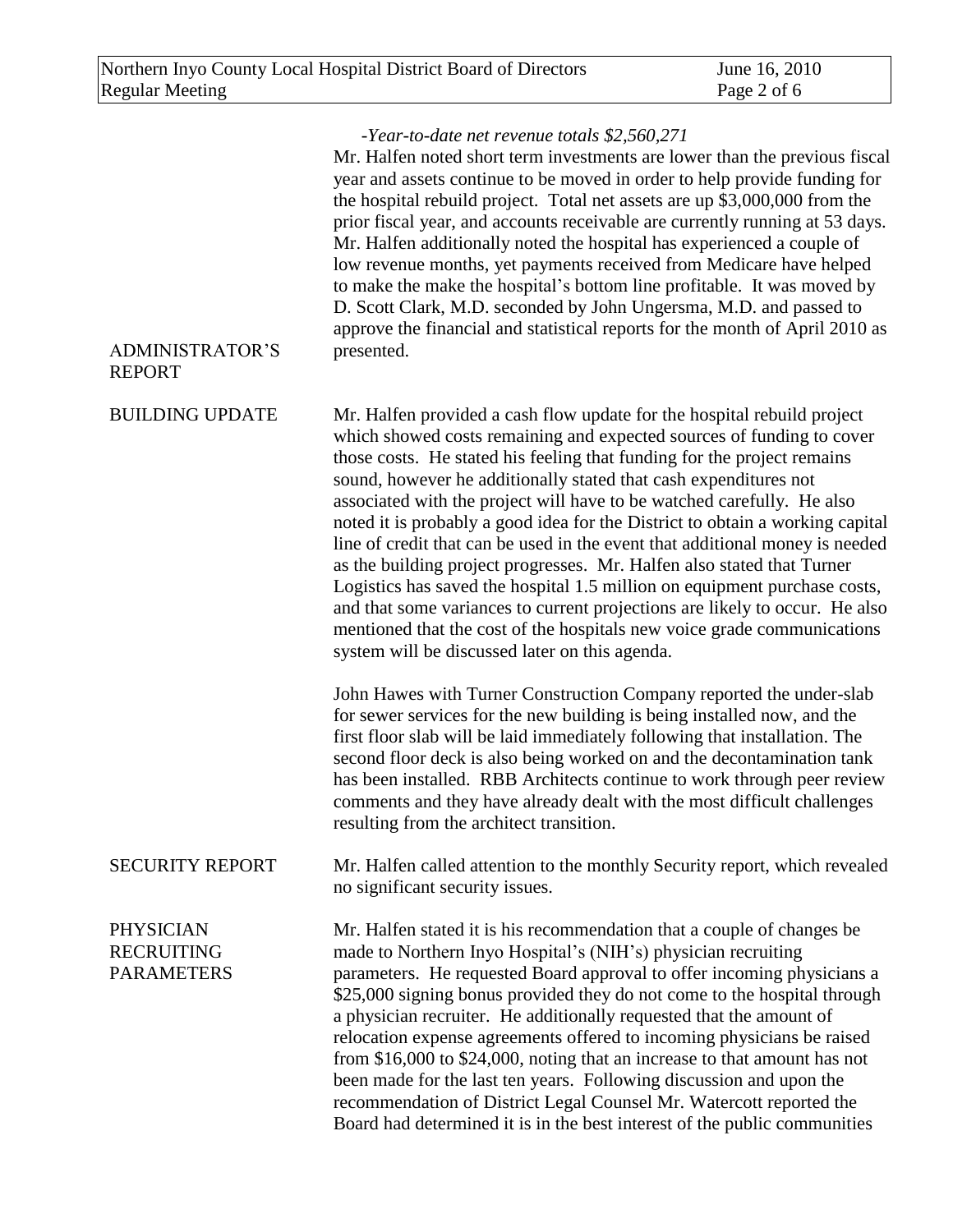*-Year-to-date net revenue totals $2,560,271*

Mr. Halfen noted short term investments are lower than the previous fiscal year and assets continue to be moved in order to help provide funding for the hospital rebuild project. Total net assets are up $3,000,000 from the prior fiscal year, and accounts receivable are currently running at 53 days. Mr. Halfen additionally noted the hospital has experienced a couple of low revenue months, yet payments received from Medicare have helped to make the make the hospital's bottom line profitable. It was moved by D. Scott Clark, M.D. seconded by John Ungersma, M.D. and passed to approve the financial and statistical reports for the month of April 2010 as presented.

**ADMINISTRATOR'S REPORT**

**BUILDING UPDATE**

Mr. Halfen provided a cash flow update for the hospital rebuild project which showed costs remaining and expected sources of funding to cover those costs. He stated his feeling that funding for the project remains sound, however he additionally stated that cash expenditures not associated with the project will have to be watched carefully. He also noted it is probably a good idea for the District to obtain a working capital line of credit that can be used in the event that additional money is needed as the building project progresses. Mr. Halfen also stated that Turner Logistics has saved the hospital 1.5 million on equipment purchase costs, and that some variances to current projections are likely to occur. He also mentioned that the cost of the hospitals new voice grade communications system will be discussed later on this agenda.

John Hawes with Turner Construction Company reported the under-slab for sewer services for the new building is being installed now, and the first floor slab will be laid immediately following that installation. The second floor deck is also being worked on and the decontamination tank has been installed. RBB Architects continue to work through peer review comments and they have already dealt with the most difficult challenges resulting from the architect transition.

**SECURITY REPORT**

Mr. Halfen called attention to the monthly Security report, which revealed no significant security issues.

**PHYSICIAN RECRUITING PARAMETERS**

Mr. Halfen stated it is his recommendation that a couple of changes be made to Northern Inyo Hospital's (NIH's) physician recruiting parameters. He requested Board approval to offer incoming physicians a $25,000 signing bonus provided they do not come to the hospital through a physician recruiter. He additionally requested that the amount of relocation expense agreements offered to incoming physicians be raised from $16,000 to $24,000, noting that an increase to that amount has not been made for the last ten years. Following discussion and upon the recommendation of District Legal Counsel Mr. Watercott reported the Board had determined it is in the best interest of the public communities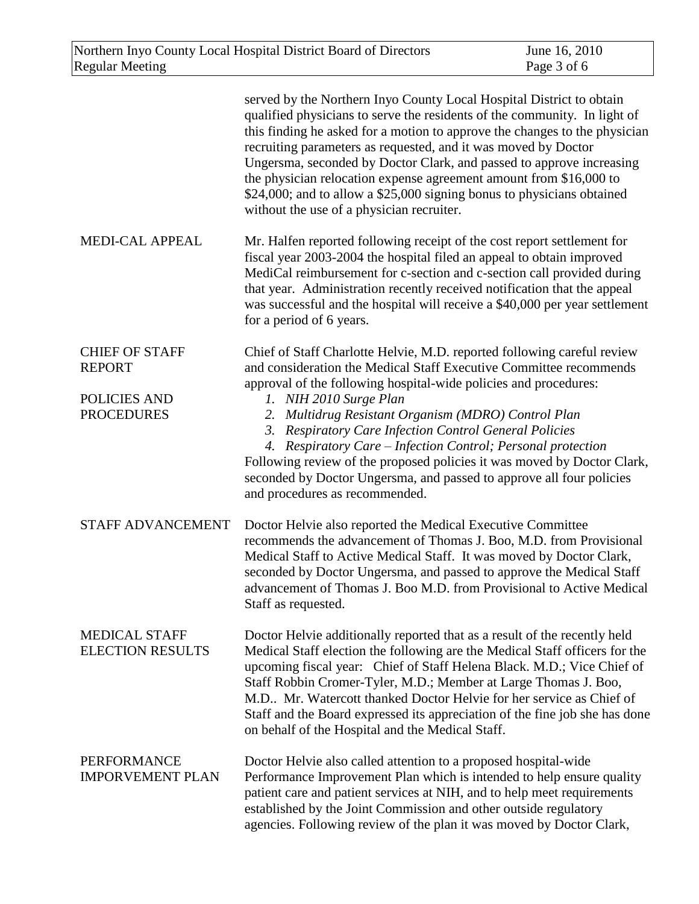served by the Northern Inyo County Local Hospital District to obtain qualified physicians to serve the residents of the community. In light of this finding he asked for a motion to approve the changes to the physician recruiting parameters as requested, and it was moved by Doctor Ungersma, seconded by Doctor Clark, and passed to approve increasing the physician relocation expense agreement amount from $16,000 to $24,000; and to allow a $25,000 signing bonus to physicians obtained without the use of a physician recruiter.

**MEDI-CAL APPEAL**

Mr. Halfen reported following receipt of the cost report settlement for fiscal year 2003-2004 the hospital filed an appeal to obtain improved MediCal reimbursement for c-section and c-section call provided during that year. Administration recently received notification that the appeal was successful and the hospital will receive a $40,000 per year settlement for a period of 6 years.

**CHIEF OF STAFF REPORT**

**POLICIES AND PROCEDURES**

Chief of Staff Charlotte Helvie, M.D. reported following careful review and consideration the Medical Staff Executive Committee recommends approval of the following hospital-wide policies and procedures:

1. *NIH 2010 Surge Plan*
2. *Multidrug Resistant Organism (MDRO) Control Plan*
3. *Respiratory Care Infection Control General Policies*
4. *Respiratory Care – Infection Control; Personal protection*

Following review of the proposed policies it was moved by Doctor Clark, seconded by Doctor Ungersma, and passed to approve all four policies and procedures as recommended.

**STAFF ADVANCEMENT**

Doctor Helvie also reported the Medical Executive Committee recommends the advancement of Thomas J. Boo, M.D. from Provisional Medical Staff to Active Medical Staff. It was moved by Doctor Clark, seconded by Doctor Ungersma, and passed to approve the Medical Staff advancement of Thomas J. Boo M.D. from Provisional to Active Medical Staff as requested.

**MEDICAL STAFF ELECTION RESULTS**

Doctor Helvie additionally reported that as a result of the recently held Medical Staff election the following are the Medical Staff officers for the upcoming fiscal year: Chief of Staff Helena Black. M.D.; Vice Chief of Staff Robbin Cromer-Tyler, M.D.; Member at Large Thomas J. Boo, M.D.. Mr. Watercott thanked Doctor Helvie for her service as Chief of Staff and the Board expressed its appreciation of the fine job she has done on behalf of the Hospital and the Medical Staff.

**PERFORMANCE IMPROVEMENT PLAN**

Doctor Helvie also called attention to a proposed hospital-wide Performance Improvement Plan which is intended to help ensure quality patient care and patient services at NIH, and to help meet requirements established by the Joint Commission and other outside regulatory agencies. Following review of the plan it was moved by Doctor Clark,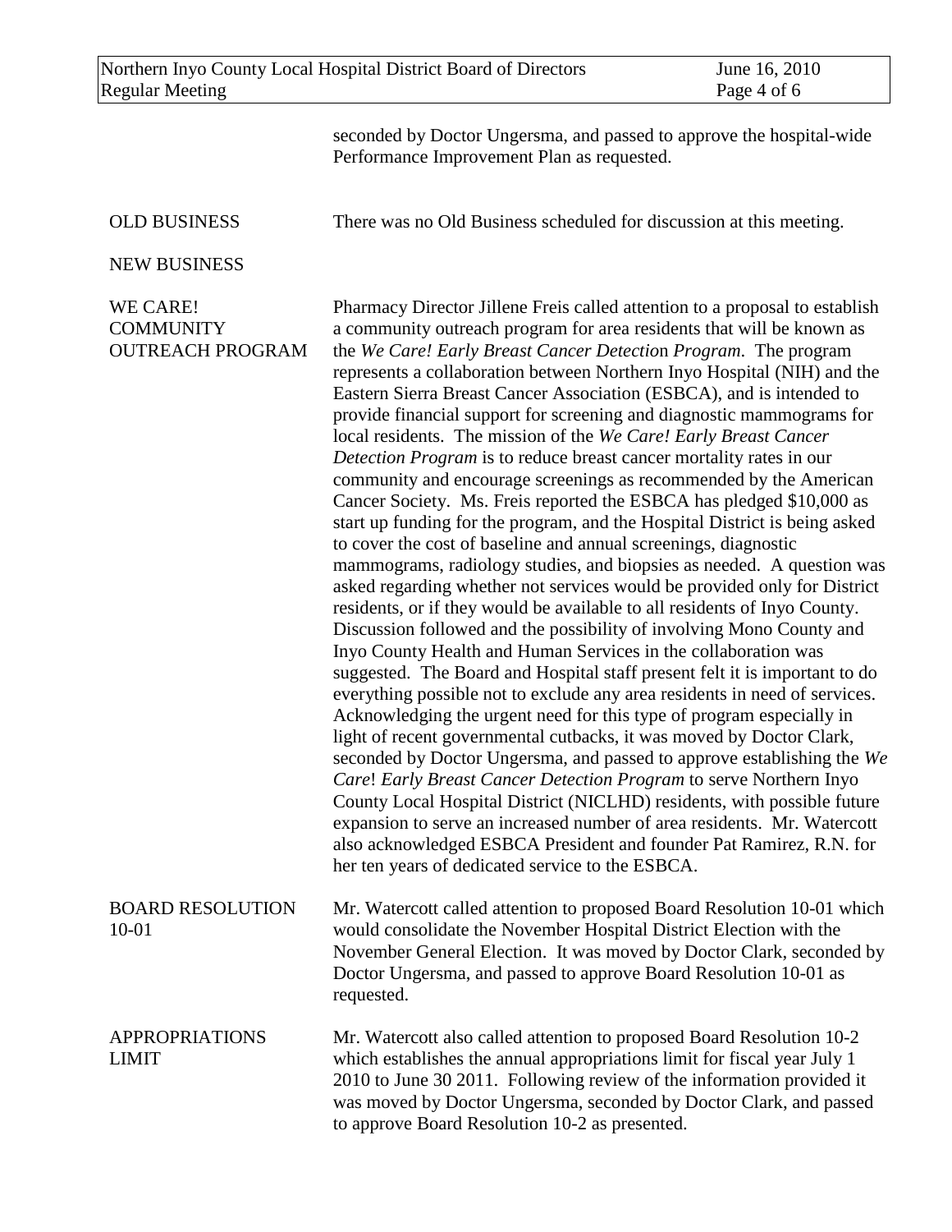seconded by Doctor Ungersma, and passed to approve the hospital-wide Performance Improvement Plan as requested.

**OLD BUSINESS**

There was no Old Business scheduled for discussion at this meeting.

**NEW BUSINESS**

**WE CARE! COMMUNITY OUTREACH PROGRAM**

Pharmacy Director Jillene Freis called attention to a proposal to establish a community outreach program for area residents that will be known as the *We Care! Early Breast Cancer Detection Program*. The program represents a collaboration between Northern Inyo Hospital (NIH) and the Eastern Sierra Breast Cancer Association (ESBCA), and is intended to provide financial support for screening and diagnostic mammograms for local residents. The mission of the *We Care! Early Breast Cancer Detection Program* is to reduce breast cancer mortality rates in our community and encourage screenings as recommended by the American Cancer Society. Ms. Freis reported the ESBCA has pledged $10,000 as start up funding for the program, and the Hospital District is being asked to cover the cost of baseline and annual screenings, diagnostic mammograms, radiology studies, and biopsies as needed. A question was asked regarding whether not services would be provided only for District residents, or if they would be available to all residents of Inyo County. Discussion followed and the possibility of involving Mono County and Inyo County Health and Human Services in the collaboration was suggested. The Board and Hospital staff present felt it is important to do everything possible not to exclude any area residents in need of services. Acknowledging the urgent need for this type of program especially in light of recent governmental cutbacks, it was moved by Doctor Clark, seconded by Doctor Ungersma, and passed to approve establishing the *We Care*! *Early Breast Cancer Detection Program* to serve Northern Inyo County Local Hospital District (NICLHD) residents, with possible future expansion to serve an increased number of area residents. Mr. Watercott also acknowledged ESBCA President and founder Pat Ramirez, R.N. for her ten years of dedicated service to the ESBCA.

**BOARD RESOLUTION 10-01**

Mr. Watercott called attention to proposed Board Resolution 10-01 which would consolidate the November Hospital District Election with the November General Election. It was moved by Doctor Clark, seconded by Doctor Ungersma, and passed to approve Board Resolution 10-01 as requested.

**APPROPRIATIONS LIMIT**

Mr. Watercott also called attention to proposed Board Resolution 10-2 which establishes the annual appropriations limit for fiscal year July 1 2010 to June 30 2011. Following review of the information provided it was moved by Doctor Ungersma, seconded by Doctor Clark, and passed to approve Board Resolution 10-2 as presented.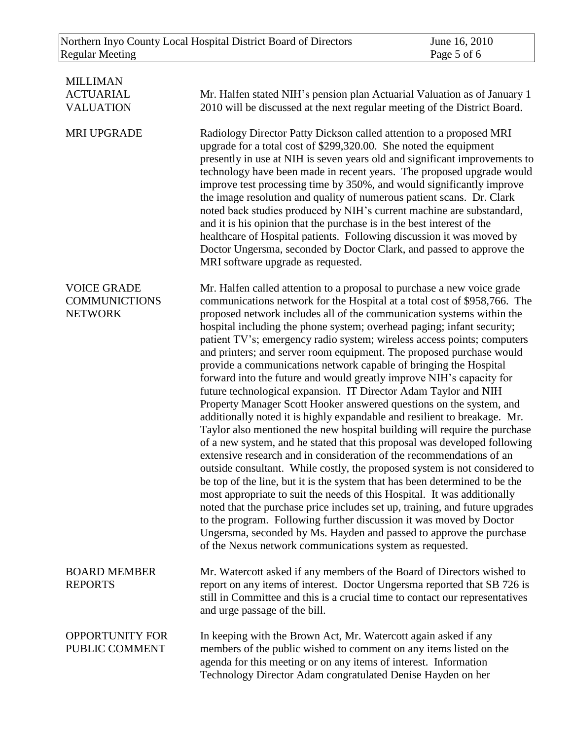**MILLIMAN ACTUARIAL VALUATION**

Mr. Halfen stated NIH's pension plan Actuarial Valuation as of January 1 2010 will be discussed at the next regular meeting of the District Board.

**MRI UPGRADE**

Radiology Director Patty Dickson called attention to a proposed MRI upgrade for a total cost of $299,320.00. She noted the equipment presently in use at NIH is seven years old and significant improvements to technology have been made in recent years. The proposed upgrade would improve test processing time by 350%, and would significantly improve the image resolution and quality of numerous patient scans. Dr. Clark noted back studies produced by NIH's current machine are substandard, and it is his opinion that the purchase is in the best interest of the healthcare of Hospital patients. Following discussion it was moved by Doctor Ungersma, seconded by Doctor Clark, and passed to approve the MRI software upgrade as requested.

**VOICE GRADE COMMUNICTIONS NETWORK**

Mr. Halfen called attention to a proposal to purchase a new voice grade communications network for the Hospital at a total cost of $958,766. The proposed network includes all of the communication systems within the hospital including the phone system; overhead paging; infant security; patient TV's; emergency radio system; wireless access points; computers and printers; and server room equipment. The proposed purchase would provide a communications network capable of bringing the Hospital forward into the future and would greatly improve NIH's capacity for future technological expansion. IT Director Adam Taylor and NIH Property Manager Scott Hooker answered questions on the system, and additionally noted it is highly expandable and resilient to breakage. Mr. Taylor also mentioned the new hospital building will require the purchase of a new system, and he stated that this proposal was developed following extensive research and in consideration of the recommendations of an outside consultant. While costly, the proposed system is not considered to be top of the line, but it is the system that has been determined to be the most appropriate to suit the needs of this Hospital. It was additionally noted that the purchase price includes set up, training, and future upgrades to the program. Following further discussion it was moved by Doctor Ungersma, seconded by Ms. Hayden and passed to approve the purchase of the Nexus network communications system as requested.

**BOARD MEMBER REPORTS**

Mr. Watercott asked if any members of the Board of Directors wished to report on any items of interest. Doctor Ungersma reported that SB 726 is still in Committee and this is a crucial time to contact our representatives and urge passage of the bill.

**OPPORTUNITY FOR PUBLIC COMMENT**

In keeping with the Brown Act, Mr. Watercott again asked if any members of the public wished to comment on any items listed on the agenda for this meeting or on any items of interest. Information Technology Director Adam congratulated Denise Hayden on her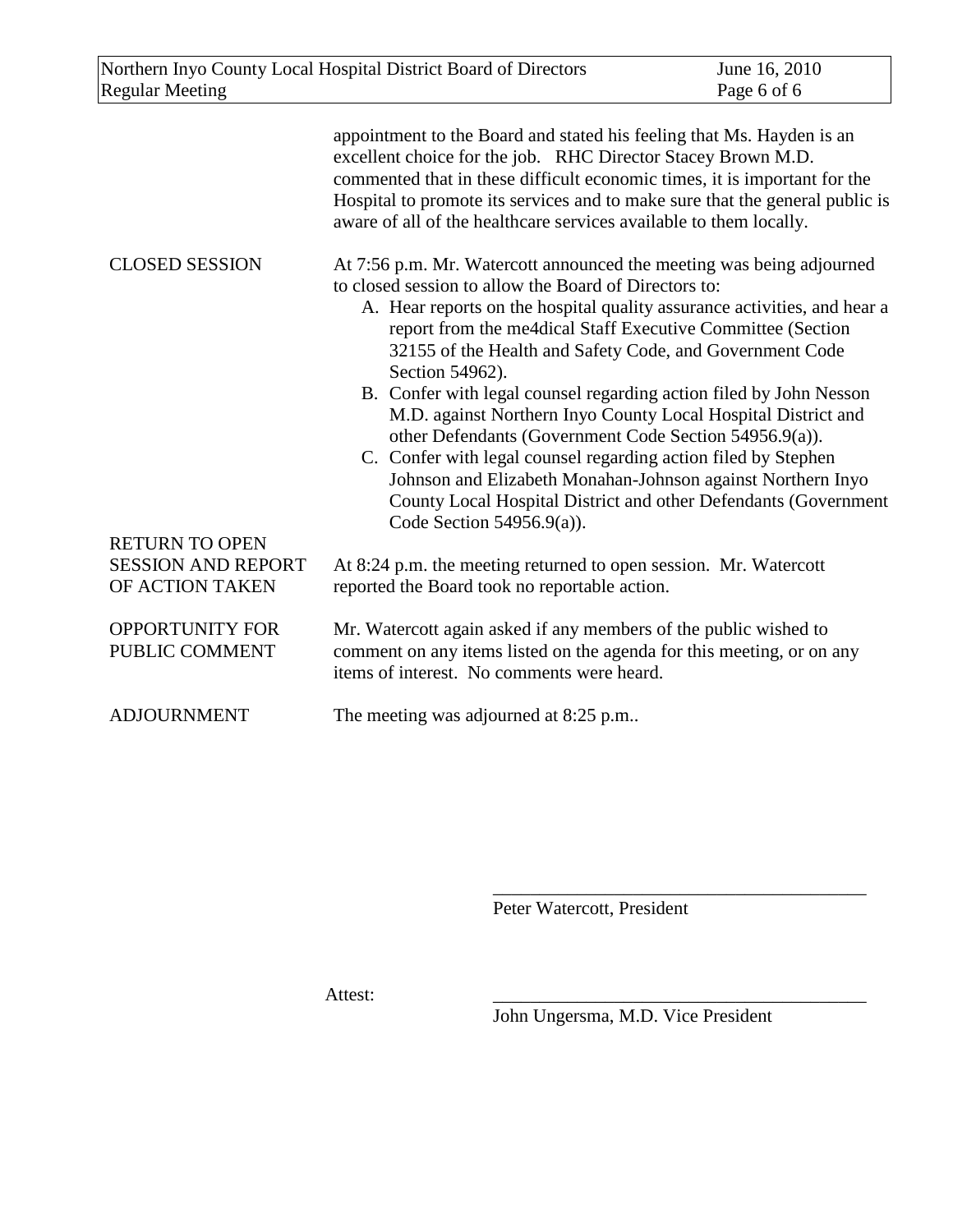appointment to the Board and stated his feeling that Ms. Hayden is an excellent choice for the job. RHC Director Stacey Brown M.D. commented that in these difficult economic times, it is important for the Hospital to promote its services and to make sure that the general public is aware of all of the healthcare services available to them locally.

**CLOSED SESSION**

At 7:56 p.m. Mr. Watercott announced the meeting was being adjourned to closed session to allow the Board of Directors to:

A. Hear reports on the hospital quality assurance activities, and hear a report from the me4dical Staff Executive Committee (Section 32155 of the Health and Safety Code, and Government Code Section 54962).
B. Confer with legal counsel regarding action filed by John Nesson M.D. against Northern Inyo County Local Hospital District and other Defendants (Government Code Section 54956.9(a)).
C. Confer with legal counsel regarding action filed by Stephen Johnson and Elizabeth Monahan-Johnson against Northern Inyo County Local Hospital District and other Defendants (Government Code Section 54956.9(a)).

**RETURN TO OPEN SESSION AND REPORT OF ACTION TAKEN**

At 8:24 p.m. the meeting returned to open session. Mr. Watercott reported the Board took no reportable action.

**OPPORTUNITY FOR PUBLIC COMMENT**

Mr. Watercott again asked if any members of the public wished to comment on any items listed on the agenda for this meeting, or on any items of interest. No comments were heard.

**ADJOURNMENT**

The meeting was adjourned at 8:25 p.m..

_________________________________________
Peter Watercott, President

Attest: _________________________________________
John Ungersma, M.D. Vice President